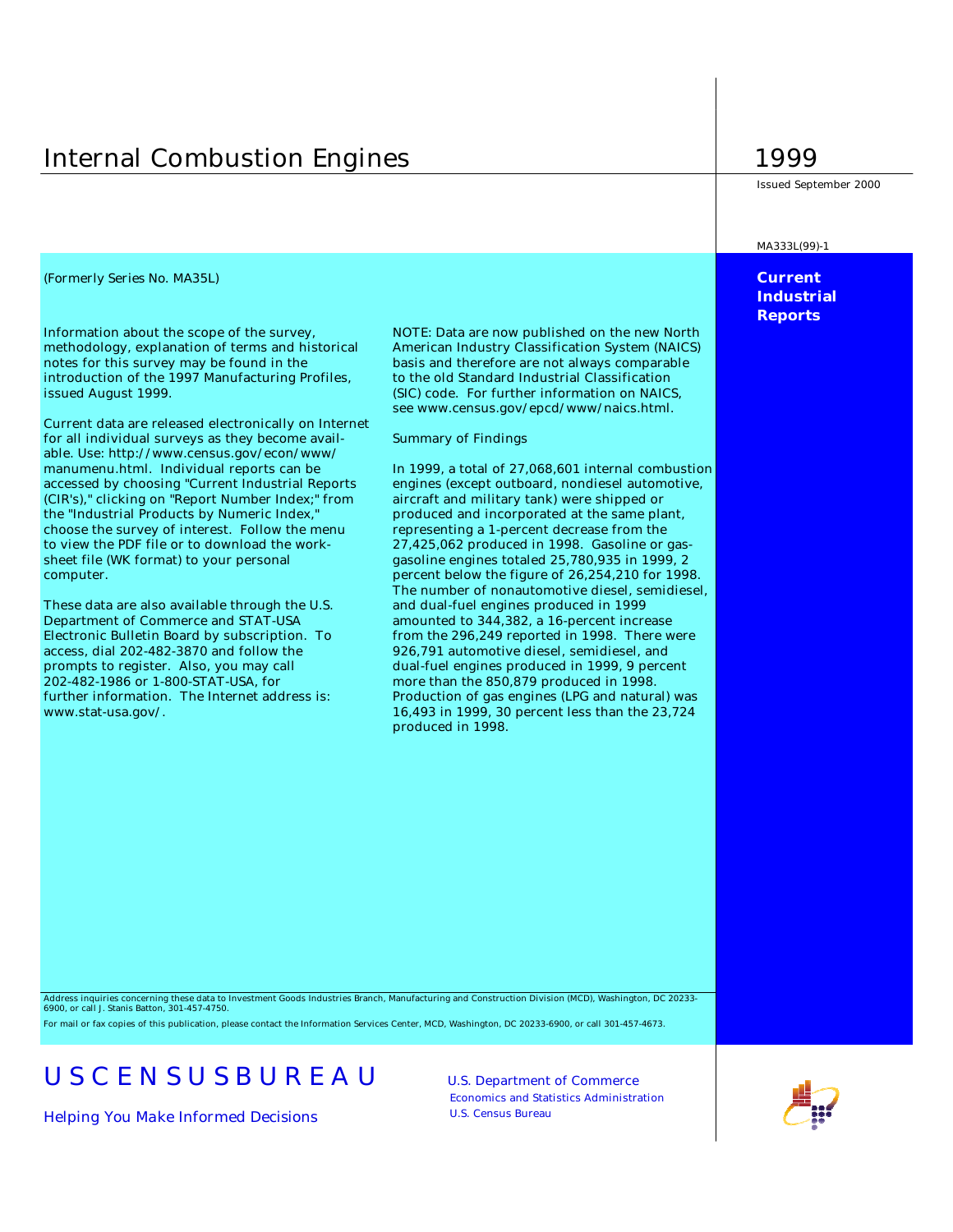# Internal Combustion Engines

# 1999

Issued September 2000

MA333L(99)-1

**Current Industrial Reports**

(Formerly Series No. MA35L)

Information about the scope of the survey, methodology, explanation of terms and historical notes for this survey may be found in the introduction of the 1997 Manufacturing Profiles, issued August 1999.

Current data are released electronically on Internet for all individual surveys as they become available. Use: http://www.census.gov/econ/www/manumenu.html. Individual reports can be accessed by choosing "Current Industrial Reports (CIR's)," clicking on "Report Number Index;" from the "Industrial Products by Numeric Index," choose the survey of interest. Follow the menu to view the PDF file or to download the worksheet file (WK format) to your personal computer.

These data are also available through the U.S. Department of Commerce and STAT-USA Electronic Bulletin Board by subscription. To access, dial 202-482-3870 and follow the prompts to register. Also, you may call 202-482-1986 or 1-800-STAT-USA, for further information. The Internet address is: www.stat-usa.gov/.

NOTE: Data are now published on the new North American Industry Classification System (NAICS) basis and therefore are not always comparable to the old Standard Industrial Classification (SIC) code. For further information on NAICS, see www.census.gov/epcd/www/naics.html.

Summary of Findings

In 1999, a total of 27,068,601 internal combustion engines (except outboard, nondiesel automotive, aircraft and military tank) were shipped or produced and incorporated at the same plant, representing a 1-percent decrease from the 27,425,062 produced in 1998. Gasoline or gas-gasoline engines totaled 25,780,935 in 1999, 2 percent below the figure of 26,254,210 for 1998. The number of nonautomotive diesel, semidiesel, and dual-fuel engines produced in 1999 amounted to 344,382, a 16-percent increase from the 296,249 reported in 1998. There were 926,791 automotive diesel, semidiesel, and dual-fuel engines produced in 1999, 9 percent more than the 850,879 produced in 1998. Production of gas engines (LPG and natural) was 16,493 in 1999, 30 percent less than the 23,724 produced in 1998.

Address inquiries concerning these data to Investment Goods Industries Branch, Manufacturing and Construction Division (MCD), Washington, DC 20233-6900, or call J. Stanis Batton, 301-457-4750.

For mail or fax copies of this publication, please contact the Information Services Center, MCD, Washington, DC 20233-6900, or call 301-457-4673.

U S C E N S U S B U R E A U

Helping You Make Informed Decisions

U.S. Department of Commerce
Economics and Statistics Administration
U.S. Census Bureau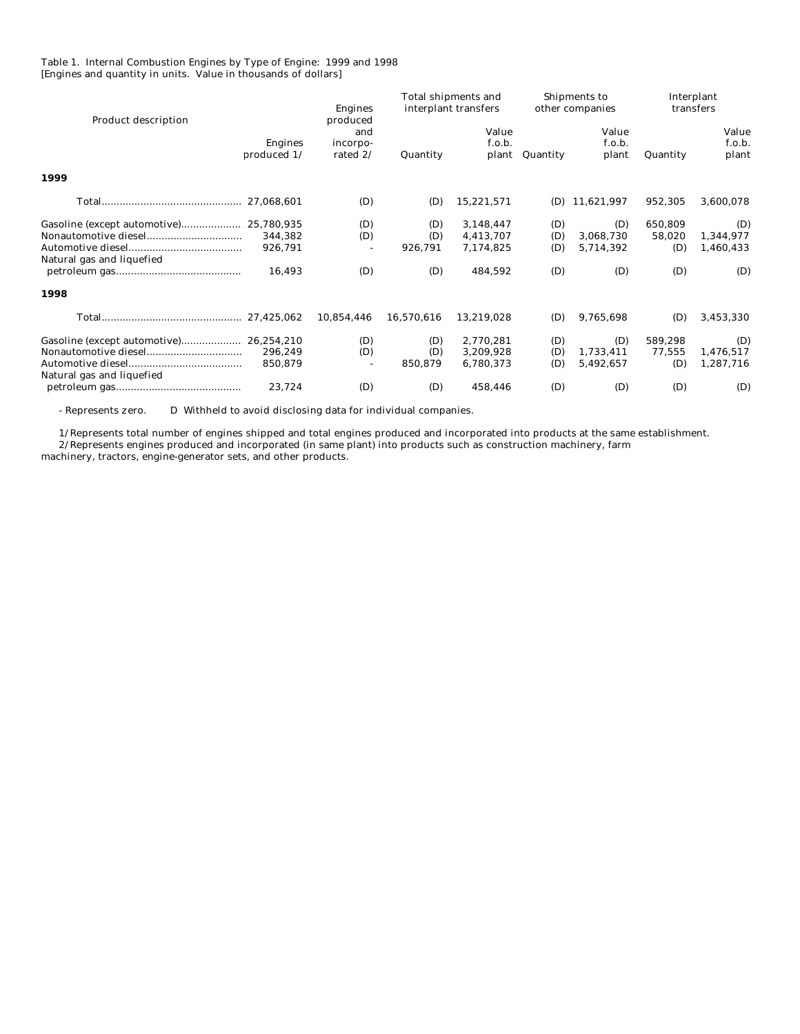Table 1. Internal Combustion Engines by Type of Engine: 1999 and 1998
[Engines and quantity in units. Value in thousands of dollars]

| Product description | Engines produced 1/ | Engines produced and incorpo-rated 2/ | Total shipments and interplant transfers | | Shipments to other companies | | Interplant transfers | |
|---|---|---|---|---|---|---|---|---|
| | | | Quantity | Value f.o.b. plant | Quantity | Value f.o.b. plant | Quantity | Value f.o.b. plant |
| **1999** | | | | | | | | |
| Total | 27,068,601 | (D) | (D) | 15,221,571 | (D) | 11,621,997 | 952,305 | 3,600,078 |
| Gasoline (except automotive) | 25,780,935 | (D) | (D) | 3,148,447 | (D) | (D) | 650,809 | (D) |
| Nonautomotive diesel | 344,382 | (D) | (D) | 4,413,707 | (D) | 3,068,730 | 58,020 | 1,344,977 |
| Automotive diesel | 926,791 | - | 926,791 | 7,174,825 | (D) | 5,714,392 | (D) | 1,460,433 |
| Natural gas and liquefied petroleum gas | 16,493 | (D) | (D) | 484,592 | (D) | (D) | (D) | (D) |
| **1998** | | | | | | | | |
| Total | 27,425,062 | 10,854,446 | 16,570,616 | 13,219,028 | (D) | 9,765,698 | (D) | 3,453,330 |
| Gasoline (except automotive) | 26,254,210 | (D) | (D) | 2,770,281 | (D) | (D) | 589,298 | (D) |
| Nonautomotive diesel | 296,249 | (D) | (D) | 3,209,928 | (D) | 1,733,411 | 77,555 | 1,476,517 |
| Automotive diesel | 850,879 | - | 850,879 | 6,780,373 | (D) | 5,492,657 | (D) | 1,287,716 |
| Natural gas and liquefied petroleum gas | 23,724 | (D) | (D) | 458,446 | (D) | (D) | (D) | (D) |

- Represents zero. D Withheld to avoid disclosing data for individual companies.

1/Represents total number of engines shipped and total engines produced and incorporated into products at the same establishment.
2/Represents engines produced and incorporated (in same plant) into products such as construction machinery, farm machinery, tractors, engine-generator sets, and other products.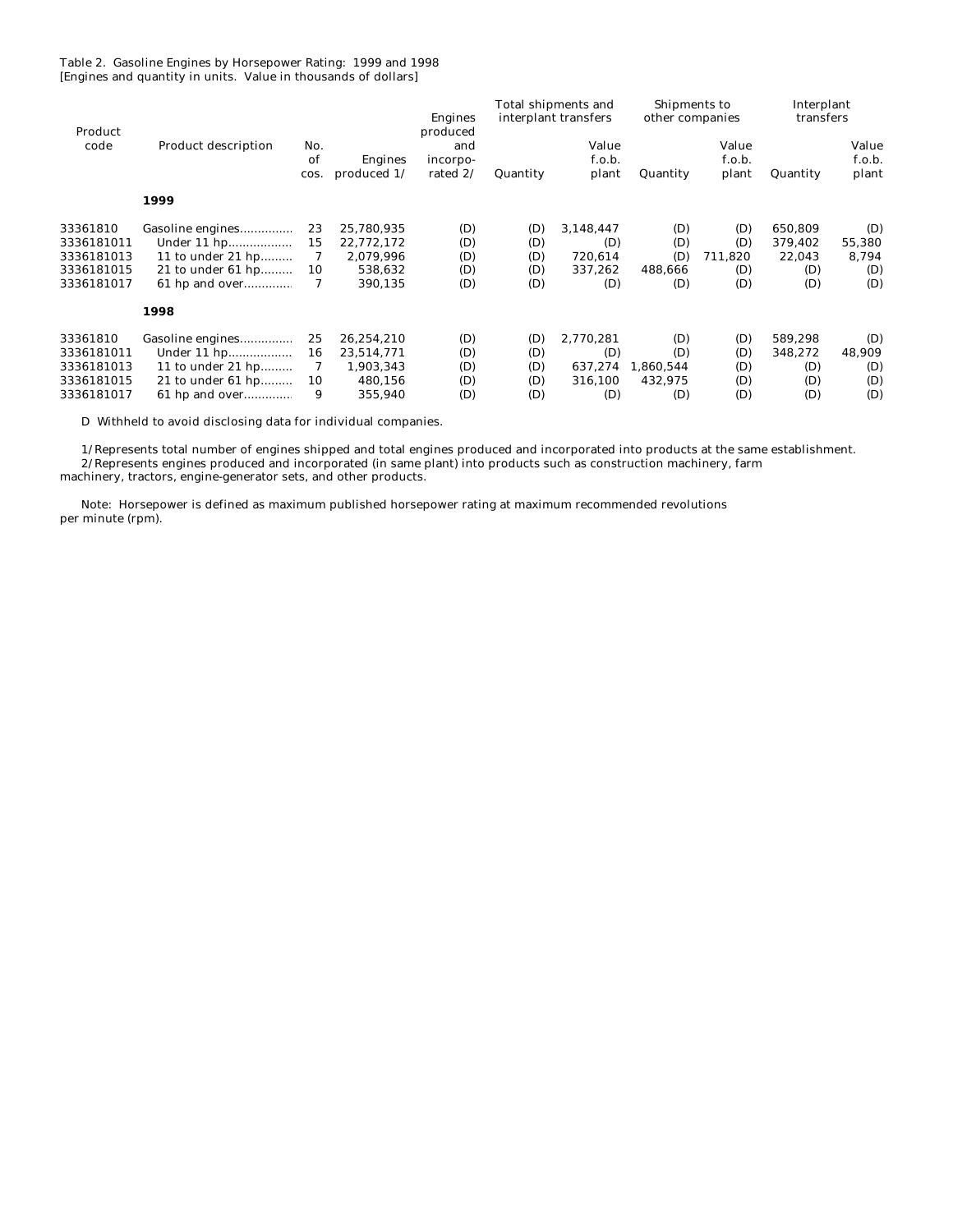Table 2. Gasoline Engines by Horsepower Rating: 1999 and 1998
[Engines and quantity in units. Value in thousands of dollars]

| Product code | Product description | No. of cos. | Engines produced 1/ | Engines produced and incorporated 2/ | Total shipments and interplant transfers | | Shipments to other companies | | Interplant transfers | |
|---|---|---|---|---|---|---|---|---|---|---|
| | | | | | Quantity | Value f.o.b. plant | Quantity | Value f.o.b. plant | Quantity | Value f.o.b. plant |
| | **1999** | | | | | | | | | |
| 33361810 | Gasoline engines | 23 | 25,780,935 | (D) | (D) | 3,148,447 | (D) | (D) | 650,809 | (D) |
| 3336181011 | Under 11 hp | 15 | 22,772,172 | (D) | (D) | (D) | (D) | (D) | 379,402 | 55,380 |
| 3336181013 | 11 to under 21 hp | 7 | 2,079,996 | (D) | (D) | 720,614 | (D) | 711,820 | 22,043 | 8,794 |
| 3336181015 | 21 to under 61 hp | 10 | 538,632 | (D) | (D) | 337,262 | 488,666 | (D) | (D) | (D) |
| 3336181017 | 61 hp and over | 7 | 390,135 | (D) | (D) | (D) | (D) | (D) | (D) | (D) |
| | **1998** | | | | | | | | | |
| 33361810 | Gasoline engines | 25 | 26,254,210 | (D) | (D) | 2,770,281 | (D) | (D) | 589,298 | (D) |
| 3336181011 | Under 11 hp | 16 | 23,514,771 | (D) | (D) | (D) | (D) | (D) | 348,272 | 48,909 |
| 3336181013 | 11 to under 21 hp | 7 | 1,903,343 | (D) | (D) | 637,274 | 1,860,544 | (D) | (D) | (D) |
| 3336181015 | 21 to under 61 hp | 10 | 480,156 | (D) | (D) | 316,100 | 432,975 | (D) | (D) | (D) |
| 3336181017 | 61 hp and over | 9 | 355,940 | (D) | (D) | (D) | (D) | (D) | (D) | (D) |

D Withheld to avoid disclosing data for individual companies.

1/ Represents total number of engines shipped and total engines produced and incorporated into products at the same establishment.
2/ Represents engines produced and incorporated (in same plant) into products such as construction machinery, farm machinery, tractors, engine-generator sets, and other products.

Note: Horsepower is defined as maximum published horsepower rating at maximum recommended revolutions per minute (rpm).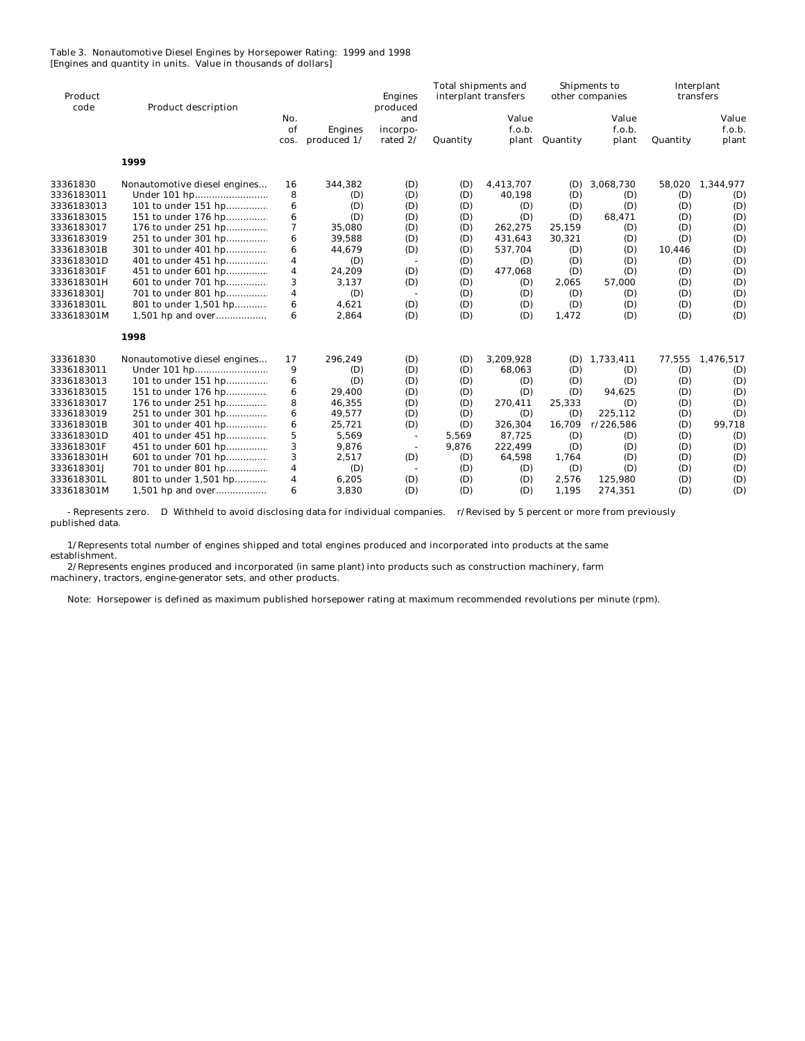Table 3. Nonautomotive Diesel Engines by Horsepower Rating: 1999 and 1998
[Engines and quantity in units. Value in thousands of dollars]

| Product code | Product description | No. of cos. | Engines produced 1/ | Engines produced and incorporated 2/ | Total shipments and interplant transfers | | Shipments to other companies | | Interplant transfers | |
|---|---|---|---|---|---|---|---|---|---|---|
| | | | | | Quantity | Value f.o.b. plant | Quantity | Value f.o.b. plant | Quantity | Value f.o.b. plant |
| | **1999** | | | | | | | | | |
| 33361830 | Nonautomotive diesel engines... | 16 | 344,382 | (D) | (D) | 4,413,707 | (D) | 3,068,730 | 58,020 | 1,344,977 |
| 3336183011 | Under 101 hp.......................... | 8 | (D) | (D) | (D) | 40,198 | (D) | (D) | (D) | (D) |
| 3336183013 | 101 to under 151 hp.............. | 6 | (D) | (D) | (D) | (D) | (D) | (D) | (D) | (D) |
| 3336183015 | 151 to under 176 hp.............. | 6 | (D) | (D) | (D) | (D) | (D) | 68,471 | (D) | (D) |
| 3336183017 | 176 to under 251 hp.............. | 7 | 35,080 | (D) | (D) | 262,275 | 25,159 | (D) | (D) | (D) |
| 3336183019 | 251 to under 301 hp.............. | 6 | 39,588 | (D) | (D) | 431,643 | 30,321 | (D) | (D) | (D) |
| 333618301B | 301 to under 401 hp.............. | 6 | 44,679 | (D) | (D) | 537,704 | (D) | (D) | 10,446 | (D) |
| 333618301D | 401 to under 451 hp.............. | 4 | (D) | - | (D) | (D) | (D) | (D) | (D) | (D) |
| 333618301F | 451 to under 601 hp.............. | 4 | 24,209 | (D) | (D) | 477,068 | (D) | (D) | (D) | (D) |
| 333618301H | 601 to under 701 hp.............. | 3 | 3,137 | (D) | (D) | (D) | 2,065 | 57,000 | (D) | (D) |
| 333618301J | 701 to under 801 hp.............. | 4 | (D) | - | (D) | (D) | (D) | (D) | (D) | (D) |
| 333618301L | 801 to under 1,501 hp........... | 6 | 4,621 | (D) | (D) | (D) | (D) | (D) | (D) | (D) |
| 333618301M | 1,501 hp and over.................. | 6 | 2,864 | (D) | (D) | (D) | 1,472 | (D) | (D) | (D) |
| | **1998** | | | | | | | | | |
| 33361830 | Nonautomotive diesel engines... | 17 | 296,249 | (D) | (D) | 3,209,928 | (D) | 1,733,411 | 77,555 | 1,476,517 |
| 3336183011 | Under 101 hp.......................... | 9 | (D) | (D) | (D) | 68,063 | (D) | (D) | (D) | (D) |
| 3336183013 | 101 to under 151 hp.............. | 6 | (D) | (D) | (D) | (D) | (D) | (D) | (D) | (D) |
| 3336183015 | 151 to under 176 hp.............. | 6 | 29,400 | (D) | (D) | (D) | (D) | 94,625 | (D) | (D) |
| 3336183017 | 176 to under 251 hp.............. | 8 | 46,355 | (D) | (D) | 270,411 | 25,333 | (D) | (D) | (D) |
| 3336183019 | 251 to under 301 hp.............. | 6 | 49,577 | (D) | (D) | (D) | (D) | 225,112 | (D) | (D) |
| 333618301B | 301 to under 401 hp.............. | 6 | 25,721 | (D) | (D) | 326,304 | 16,709 | r/226,586 | (D) | 99,718 |
| 333618301D | 401 to under 451 hp.............. | 5 | 5,569 | - | 5,569 | 87,725 | (D) | (D) | (D) | (D) |
| 333618301F | 451 to under 601 hp.............. | 3 | 9,876 | - | 9,876 | 222,499 | (D) | (D) | (D) | (D) |
| 333618301H | 601 to under 701 hp.............. | 3 | 2,517 | (D) | (D) | 64,598 | 1,764 | (D) | (D) | (D) |
| 333618301J | 701 to under 801 hp.............. | 4 | (D) | - | (D) | (D) | (D) | (D) | (D) | (D) |
| 333618301L | 801 to under 1,501 hp........... | 4 | 6,205 | (D) | (D) | (D) | 2,576 | 125,980 | (D) | (D) |
| 333618301M | 1,501 hp and over.................. | 6 | 3,830 | (D) | (D) | (D) | 1,195 | 274,351 | (D) | (D) |

- Represents zero. D Withheld to avoid disclosing data for individual companies. r/Revised by 5 percent or more from previously published data.

1/Represents total number of engines shipped and total engines produced and incorporated into products at the same establishment.
2/Represents engines produced and incorporated (in same plant) into products such as construction machinery, farm machinery, tractors, engine-generator sets, and other products.

Note: Horsepower is defined as maximum published horsepower rating at maximum recommended revolutions per minute (rpm).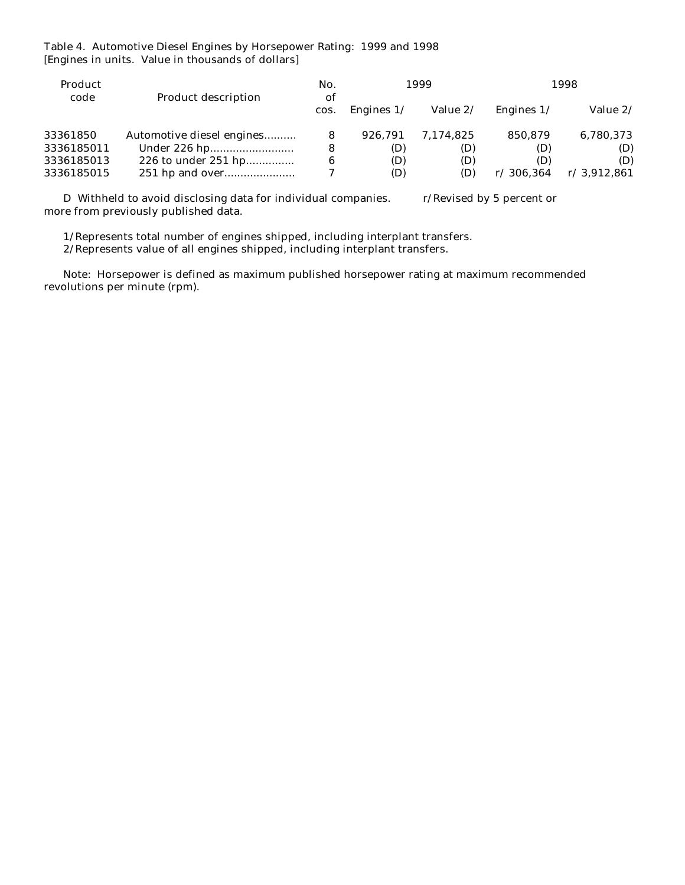Table 4. Automotive Diesel Engines by Horsepower Rating: 1999 and 1998
[Engines in units. Value in thousands of dollars]

| Product code | Product description | No. of cos. | 1999 | | 1998 | |
|---|---|---|---|---|---|---|
| | | | Engines 1/ | Value 2/ | Engines 1/ | Value 2/ |
| 33361850 | Automotive diesel engines.......... | 8 | 926,791 | 7,174,825 | 850,879 | 6,780,373 |
| 3336185011 | Under 226 hp.......................... | 8 | (D) | (D) | (D) | (D) |
| 3336185013 | 226 to under 251 hp.............. | 6 | (D) | (D) | (D) | (D) |
| 3336185015 | 251 hp and over...................... | 7 | (D) | (D) | r/ 306,364 | r/ 3,912,861 |

D Withheld to avoid disclosing data for individual companies. r/Revised by 5 percent or more from previously published data.

1/Represents total number of engines shipped, including interplant transfers.
2/Represents value of all engines shipped, including interplant transfers.

Note: Horsepower is defined as maximum published horsepower rating at maximum recommended revolutions per minute (rpm).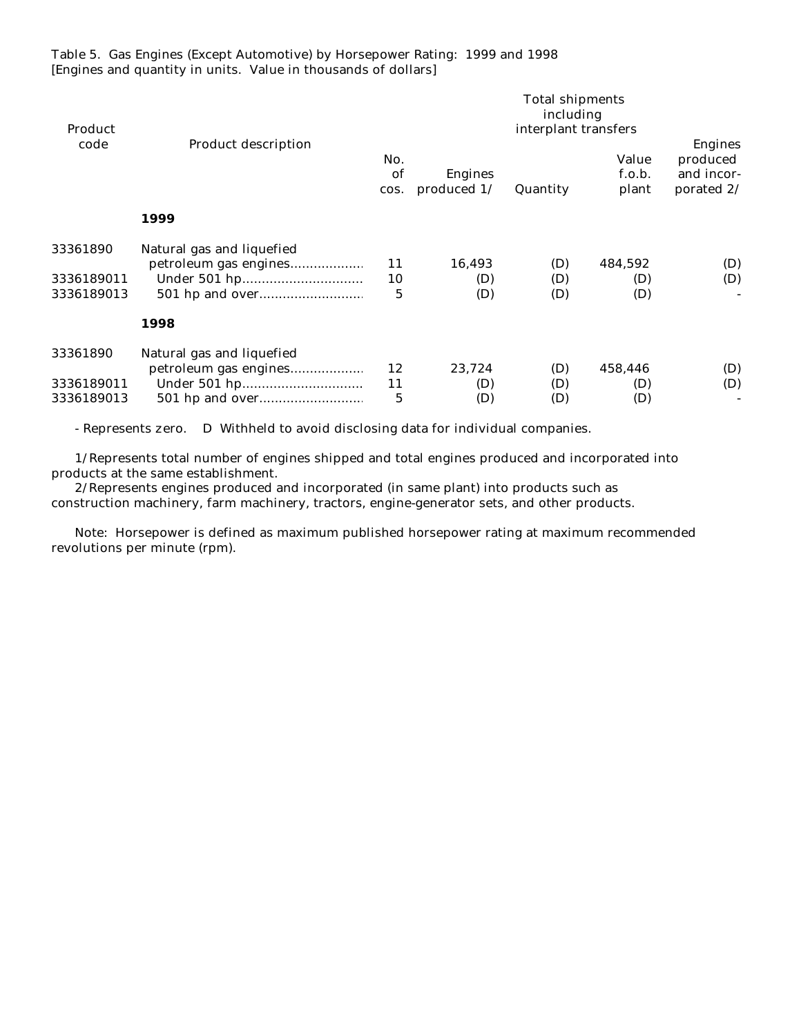Table 5. Gas Engines (Except Automotive) by Horsepower Rating: 1999 and 1998
[Engines and quantity in units. Value in thousands of dollars]

| Product code | Product description | No. of cos. | Engines produced 1/ | Total shipments including interplant transfers | | Engines produced and incorporated 2/ |
|---|---|---|---|---|---|---|
| | | | | Quantity | Value f.o.b. plant | |
| | **1999** | | | | | |
| 33361890 | Natural gas and liquefied petroleum gas engines | 11 | 16,493 | (D) | 484,592 | (D) |
| 3336189011 | Under 501 hp | 10 | (D) | (D) | (D) | (D) |
| 3336189013 | 501 hp and over | 5 | (D) | (D) | (D) | - |
| | **1998** | | | | | |
| 33361890 | Natural gas and liquefied petroleum gas engines | 12 | 23,724 | (D) | 458,446 | (D) |
| 3336189011 | Under 501 hp | 11 | (D) | (D) | (D) | (D) |
| 3336189013 | 501 hp and over | 5 | (D) | (D) | (D) | - |

- Represents zero. D Withheld to avoid disclosing data for individual companies.

1/Represents total number of engines shipped and total engines produced and incorporated into products at the same establishment.

2/Represents engines produced and incorporated (in same plant) into products such as construction machinery, farm machinery, tractors, engine-generator sets, and other products.

Note: Horsepower is defined as maximum published horsepower rating at maximum recommended revolutions per minute (rpm).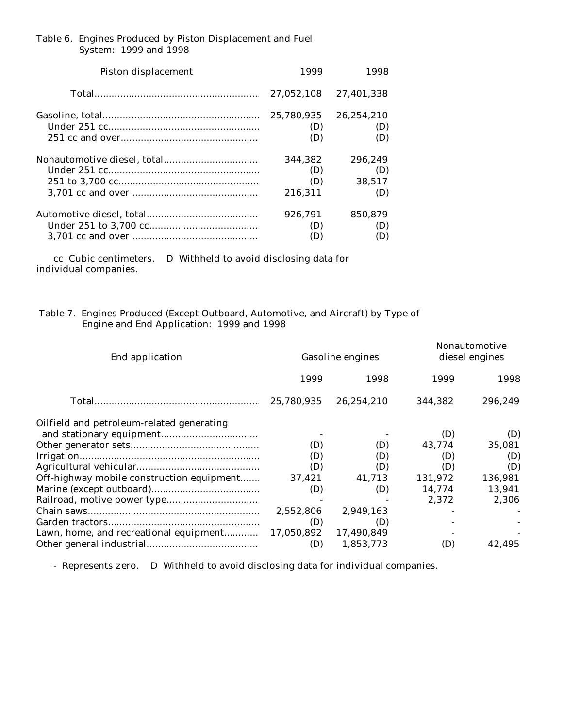Table 6. Engines Produced by Piston Displacement and Fuel System: 1999 and 1998

| Piston displacement | 1999 | 1998 |
|---|---|---|
| Total | 27,052,108 | 27,401,338 |
| Gasoline, total | 25,780,935 | 26,254,210 |
| Under 251 cc | (D) | (D) |
| 251 cc and over | (D) | (D) |
| Nonautomotive diesel, total | 344,382 | 296,249 |
| Under 251 cc | (D) | (D) |
| 251 to 3,700 cc | (D) | 38,517 |
| 3,701 cc and over | 216,311 | (D) |
| Automotive diesel, total | 926,791 | 850,879 |
| Under 251 to 3,700 cc | (D) | (D) |
| 3,701 cc and over | (D) | (D) |

cc Cubic centimeters. D Withheld to avoid disclosing data for individual companies.

Table 7. Engines Produced (Except Outboard, Automotive, and Aircraft) by Type of Engine and End Application: 1999 and 1998

| End application | Gasoline engines | | Nonautomotive diesel engines | |
|---|---|---|---|---|
| | 1999 | 1998 | 1999 | 1998 |
| Total | 25,780,935 | 26,254,210 | 344,382 | 296,249 |
| Oilfield and petroleum-related generating and stationary equipment | - | - | (D) | (D) |
| Other generator sets | (D) | (D) | 43,774 | 35,081 |
| Irrigation | (D) | (D) | (D) | (D) |
| Agricultural vehicular | (D) | (D) | (D) | (D) |
| Off-highway mobile construction equipment | 37,421 | 41,713 | 131,972 | 136,981 |
| Marine (except outboard) | (D) | (D) | 14,774 | 13,941 |
| Railroad, motive power type | - | - | 2,372 | 2,306 |
| Chain saws | 2,552,806 | 2,949,163 | - | - |
| Garden tractors | (D) | (D) | - | - |
| Lawn, home, and recreational equipment | 17,050,892 | 17,490,849 | - | - |
| Other general industrial | (D) | 1,853,773 | (D) | 42,495 |

\- Represents zero. D Withheld to avoid disclosing data for individual companies.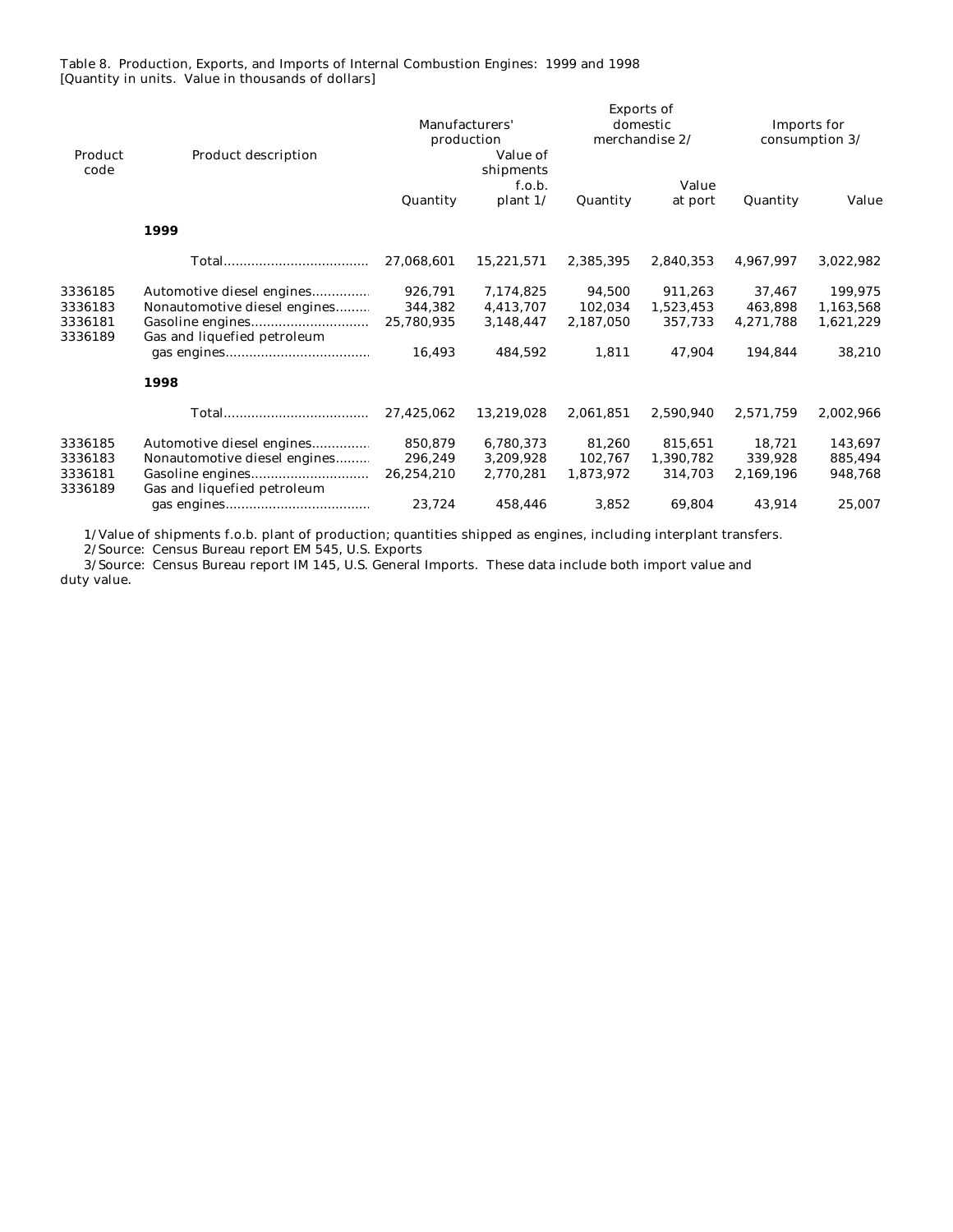Table 8. Production, Exports, and Imports of Internal Combustion Engines: 1999 and 1998
[Quantity in units. Value in thousands of dollars]

| Product code | Product description | Manufacturers' production | | Exports of domestic merchandise 2/ | | Imports for consumption 3/ | |
|---|---|---|---|---|---|---|---|
| | | Quantity | Value of shipments f.o.b. plant 1/ | Quantity | Value at port | Quantity | Value |
| | **1999** | | | | | | |
| | Total | 27,068,601 | 15,221,571 | 2,385,395 | 2,840,353 | 4,967,997 | 3,022,982 |
| 3336185 | Automotive diesel engines | 926,791 | 7,174,825 | 94,500 | 911,263 | 37,467 | 199,975 |
| 3336183 | Nonautomotive diesel engines | 344,382 | 4,413,707 | 102,034 | 1,523,453 | 463,898 | 1,163,568 |
| 3336181 | Gasoline engines | 25,780,935 | 3,148,447 | 2,187,050 | 357,733 | 4,271,788 | 1,621,229 |
| 3336189 | Gas and liquefied petroleum gas engines | 16,493 | 484,592 | 1,811 | 47,904 | 194,844 | 38,210 |
| | **1998** | | | | | | |
| | Total | 27,425,062 | 13,219,028 | 2,061,851 | 2,590,940 | 2,571,759 | 2,002,966 |
| 3336185 | Automotive diesel engines | 850,879 | 6,780,373 | 81,260 | 815,651 | 18,721 | 143,697 |
| 3336183 | Nonautomotive diesel engines | 296,249 | 3,209,928 | 102,767 | 1,390,782 | 339,928 | 885,494 |
| 3336181 | Gasoline engines | 26,254,210 | 2,770,281 | 1,873,972 | 314,703 | 2,169,196 | 948,768 |
| 3336189 | Gas and liquefied petroleum gas engines | 23,724 | 458,446 | 3,852 | 69,804 | 43,914 | 25,007 |

1/Value of shipments f.o.b. plant of production; quantities shipped as engines, including interplant transfers.

2/Source: Census Bureau report EM 545, U.S. Exports

3/Source: Census Bureau report IM 145, U.S. General Imports. These data include both import value and duty value.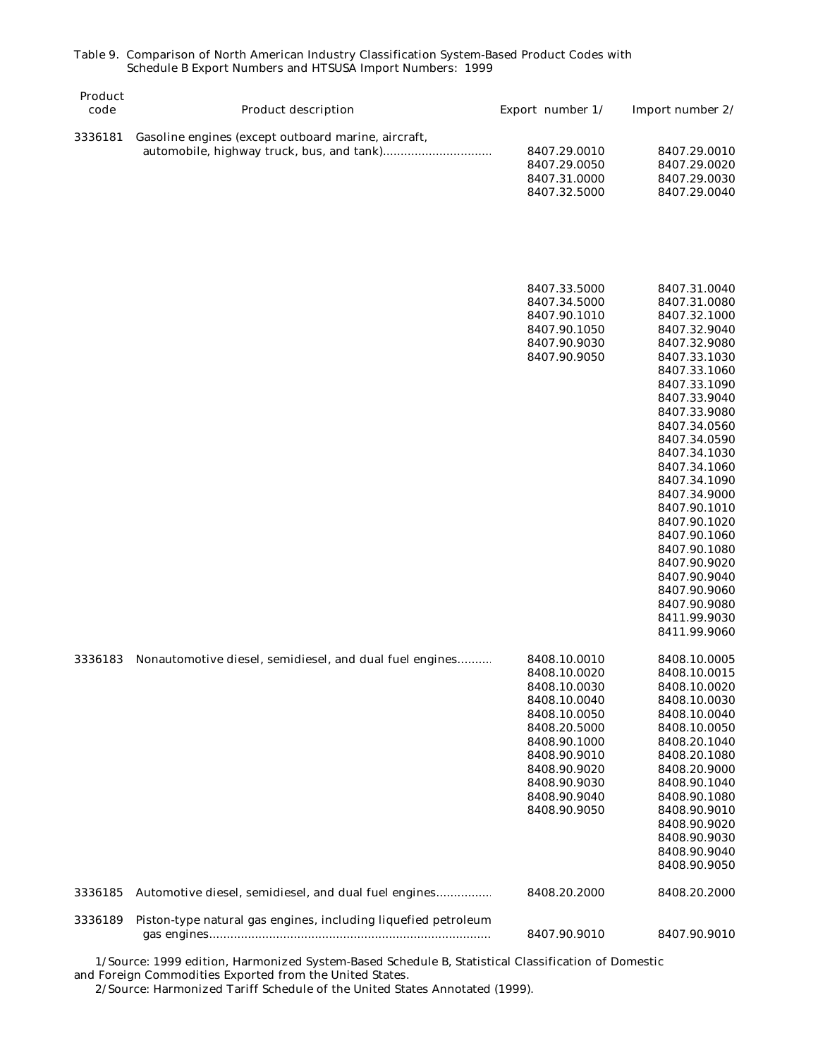Table 9. Comparison of North American Industry Classification System-Based Product Codes with Schedule B Export Numbers and HTSUSA Import Numbers: 1999

| Product code | Product description | Export number 1/ | Import number 2/ |
|---|---|---|---|
| 3336181 | Gasoline engines (except outboard marine, aircraft, automobile, highway truck, bus, and tank)............................... | 8407.29.0010 | 8407.29.0010 |
| | | 8407.29.0050 | 8407.29.0020 |
| | | 8407.31.0000 | 8407.29.0030 |
| | | 8407.32.5000 | 8407.29.0040 |
| | | 8407.33.5000 | 8407.31.0040 |
| | | 8407.34.5000 | 8407.31.0080 |
| | | 8407.90.1010 | 8407.32.1000 |
| | | 8407.90.1050 | 8407.32.9040 |
| | | 8407.90.9030 | 8407.32.9080 |
| | | 8407.90.9050 | 8407.33.1030 |
| | | | 8407.33.1060 |
| | | | 8407.33.1090 |
| | | | 8407.33.9040 |
| | | | 8407.33.9080 |
| | | | 8407.34.0560 |
| | | | 8407.34.0590 |
| | | | 8407.34.1030 |
| | | | 8407.34.1060 |
| | | | 8407.34.1090 |
| | | | 8407.34.9000 |
| | | | 8407.90.1010 |
| | | | 8407.90.1020 |
| | | | 8407.90.1060 |
| | | | 8407.90.1080 |
| | | | 8407.90.9020 |
| | | | 8407.90.9040 |
| | | | 8407.90.9060 |
| | | | 8407.90.9080 |
| | | | 8411.99.9030 |
| | | | 8411.99.9060 |
| 3336183 | Nonautomotive diesel, semidiesel, and dual fuel engines.......... | 8408.10.0010 | 8408.10.0005 |
| | | 8408.10.0020 | 8408.10.0015 |
| | | 8408.10.0030 | 8408.10.0020 |
| | | 8408.10.0040 | 8408.10.0030 |
| | | 8408.10.0050 | 8408.10.0040 |
| | | 8408.20.5000 | 8408.10.0050 |
| | | 8408.90.1000 | 8408.20.1040 |
| | | 8408.90.9010 | 8408.20.1080 |
| | | 8408.90.9020 | 8408.20.9000 |
| | | 8408.90.9030 | 8408.90.1040 |
| | | 8408.90.9040 | 8408.90.1080 |
| | | 8408.90.9050 | 8408.90.9010 |
| | | | 8408.90.9020 |
| | | | 8408.90.9030 |
| | | | 8408.90.9040 |
| | | | 8408.90.9050 |
| 3336185 | Automotive diesel, semidiesel, and dual fuel engines................ | 8408.20.2000 | 8408.20.2000 |
| 3336189 | Piston-type natural gas engines, including liquefied petroleum gas engines................................................................................ | 8407.90.9010 | 8407.90.9010 |

1/Source: 1999 edition, Harmonized System-Based Schedule B, Statistical Classification of Domestic and Foreign Commodities Exported from the United States.

2/Source: Harmonized Tariff Schedule of the United States Annotated (1999).